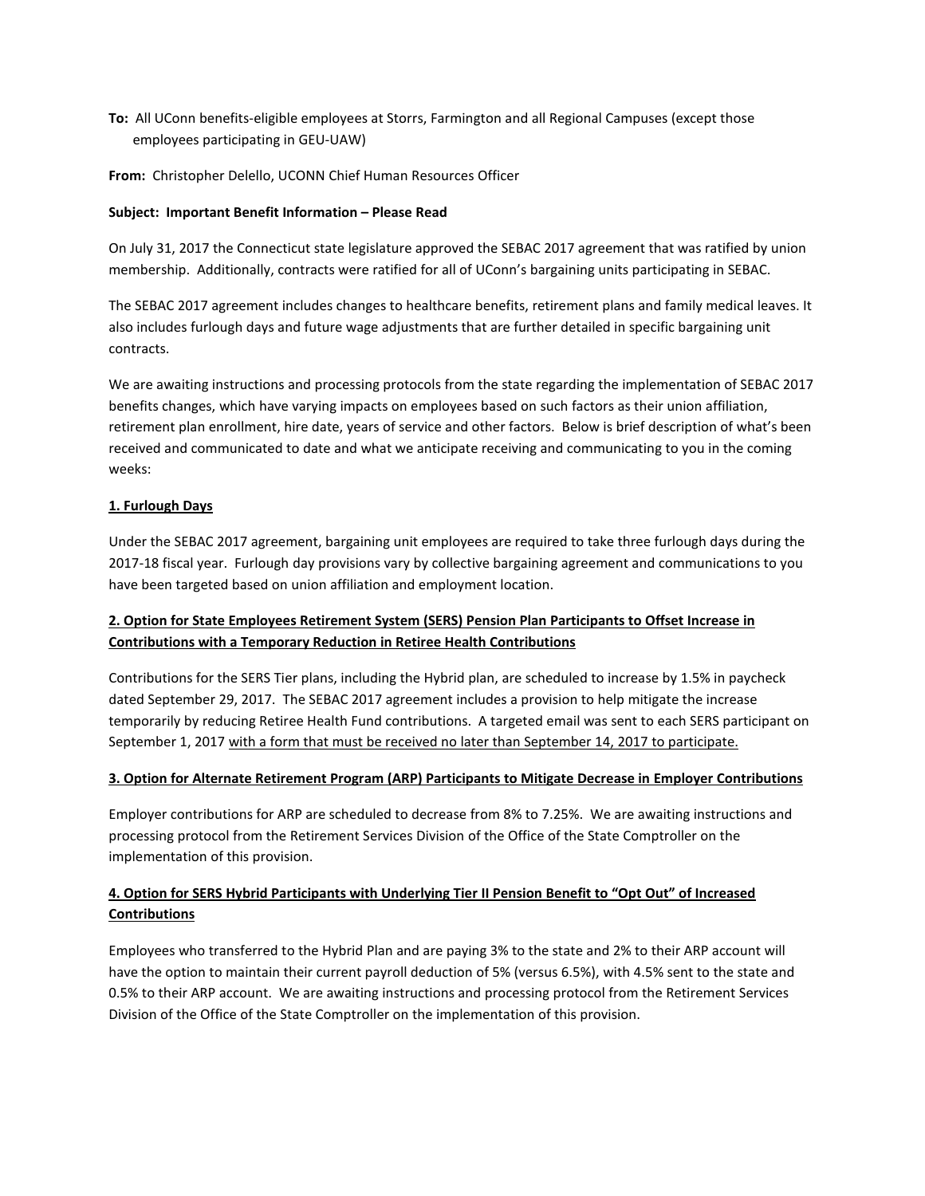**To:** All UConn benefits-eligible employees at Storrs, Farmington and all Regional Campuses (except those employees participating in GEU-UAW)

**From:** Christopher Delello, UCONN Chief Human Resources Officer

**Subject: Important Benefit Information – Please Read**

On July 31, 2017 the Connecticut state legislature approved the SEBAC 2017 agreement that was ratified by union membership. Additionally, contracts were ratified for all of UConn's bargaining units participating in SEBAC.

The SEBAC 2017 agreement includes changes to healthcare benefits, retirement plans and family medical leaves. It also includes furlough days and future wage adjustments that are further detailed in specific bargaining unit contracts.

We are awaiting instructions and processing protocols from the state regarding the implementation of SEBAC 2017 benefits changes, which have varying impacts on employees based on such factors as their union affiliation, retirement plan enrollment, hire date, years of service and other factors. Below is brief description of what's been received and communicated to date and what we anticipate receiving and communicating to you in the coming weeks:

**1. Furlough Days**

Under the SEBAC 2017 agreement, bargaining unit employees are required to take three furlough days during the 2017-18 fiscal year. Furlough day provisions vary by collective bargaining agreement and communications to you have been targeted based on union affiliation and employment location.

**2. Option for State Employees Retirement System (SERS) Pension Plan Participants to Offset Increase in Contributions with a Temporary Reduction in Retiree Health Contributions**

Contributions for the SERS Tier plans, including the Hybrid plan, are scheduled to increase by 1.5% in paycheck dated September 29, 2017. The SEBAC 2017 agreement includes a provision to help mitigate the increase temporarily by reducing Retiree Health Fund contributions. A targeted email was sent to each SERS participant on September 1, 2017 with a form that must be received no later than September 14, 2017 to participate.

**3. Option for Alternate Retirement Program (ARP) Participants to Mitigate Decrease in Employer Contributions**

Employer contributions for ARP are scheduled to decrease from 8% to 7.25%. We are awaiting instructions and processing protocol from the Retirement Services Division of the Office of the State Comptroller on the implementation of this provision.

**4. Option for SERS Hybrid Participants with Underlying Tier II Pension Benefit to "Opt Out" of Increased Contributions**

Employees who transferred to the Hybrid Plan and are paying 3% to the state and 2% to their ARP account will have the option to maintain their current payroll deduction of 5% (versus 6.5%), with 4.5% sent to the state and 0.5% to their ARP account. We are awaiting instructions and processing protocol from the Retirement Services Division of the Office of the State Comptroller on the implementation of this provision.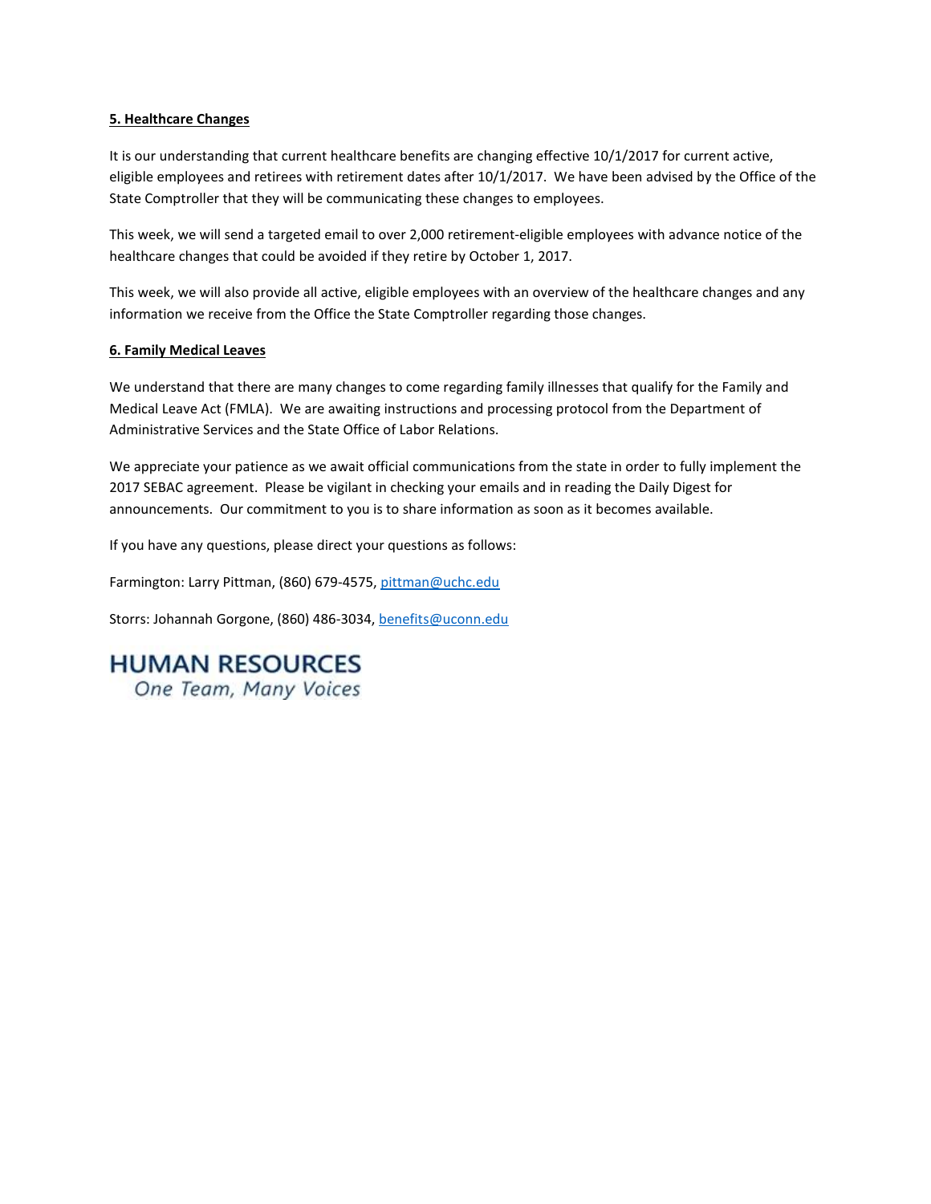**5. Healthcare Changes**

It is our understanding that current healthcare benefits are changing effective 10/1/2017 for current active, eligible employees and retirees with retirement dates after 10/1/2017. We have been advised by the Office of the State Comptroller that they will be communicating these changes to employees.

This week, we will send a targeted email to over 2,000 retirement-eligible employees with advance notice of the healthcare changes that could be avoided if they retire by October 1, 2017.

This week, we will also provide all active, eligible employees with an overview of the healthcare changes and any information we receive from the Office the State Comptroller regarding those changes.

**6. Family Medical Leaves**

We understand that there are many changes to come regarding family illnesses that qualify for the Family and Medical Leave Act (FMLA). We are awaiting instructions and processing protocol from the Department of Administrative Services and the State Office of Labor Relations.

We appreciate your patience as we await official communications from the state in order to fully implement the 2017 SEBAC agreement. Please be vigilant in checking your emails and in reading the Daily Digest for announcements. Our commitment to you is to share information as soon as it becomes available.

If you have any questions, please direct your questions as follows:

Farmington: Larry Pittman, (860) 679-4575, pittman@uchc.edu

Storrs: Johannah Gorgone, (860) 486-3034, benefits@uconn.edu

**HUMAN RESOURCES**
*One Team, Many Voices*